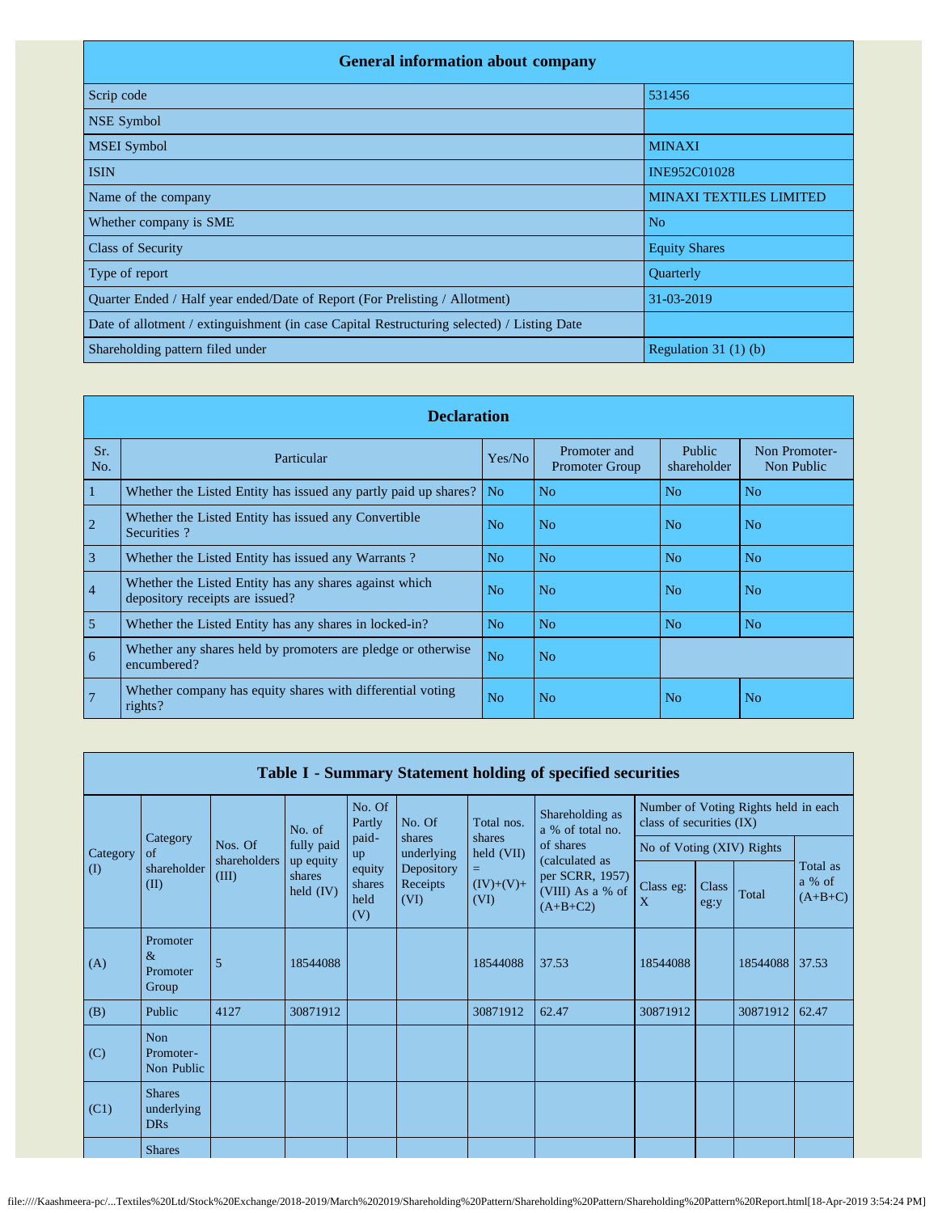## General information about company

| General information about company | |
|---|---|
| Scrip code | 531456 |
| NSE Symbol | |
| MSEI Symbol | MINAXI |
| ISIN | INE952C01028 |
| Name of the company | MINAXI TEXTILES LIMITED |
| Whether company is SME | No |
| Class of Security | Equity Shares |
| Type of report | Quarterly |
| Quarter Ended / Half year ended/Date of Report (For Prelisting / Allotment) | 31-03-2019 |
| Date of allotment / extinguishment (in case Capital Restructuring selected) / Listing Date | |
| Shareholding pattern filed under | Regulation 31 (1) (b) |

## Declaration

| Sr. No. | Particular | Yes/No | Promoter and Promoter Group | Public shareholder | Non Promoter-Non Public |
|---|---|---|---|---|---|
| 1 | Whether the Listed Entity has issued any partly paid up shares? | No | No | No | No |
| 2 | Whether the Listed Entity has issued any Convertible Securities ? | No | No | No | No |
| 3 | Whether the Listed Entity has issued any Warrants ? | No | No | No | No |
| 4 | Whether the Listed Entity has any shares against which depository receipts are issued? | No | No | No | No |
| 5 | Whether the Listed Entity has any shares in locked-in? | No | No | No | No |
| 6 | Whether any shares held by promoters are pledge or otherwise encumbered? | No | No | | |
| 7 | Whether company has equity shares with differential voting rights? | No | No | No | No |

## Table I - Summary Statement holding of specified securities

| Category (I) | Category of shareholder (II) | Nos. Of shareholders (III) | No. of fully paid up equity shares held (IV) | No. Of Partly paid-up equity shares held (V) | No. Of shares underlying Depository Receipts (VI) | Total nos. shares held (VII) = (IV)+(V)+ (VI) | Shareholding as a % of total no. of shares (calculated as per SCRR, 1957) (VIII) As a % of (A+B+C2) | Number of Voting Rights held in each class of securities (IX) | | | |
|---|---|---|---|---|---|---|---|---|---|---|---|
| | | | | | | | | No of Voting (XIV) Rights | | | Total as a % of (A+B+C) |
| | | | | | | | | Class eg: X | Class eg:y | Total | |
| (A) | Promoter & Promoter Group | 5 | 18544088 | | | 18544088 | 37.53 | 18544088 | | 18544088 | 37.53 |
| (B) | Public | 4127 | 30871912 | | | 30871912 | 62.47 | 30871912 | | 30871912 | 62.47 |
| (C) | Non Promoter- Non Public | | | | | | | | | | |
| (C1) | Shares underlying DRs | | | | | | | | | | |
| | Shares | | | | | | | | | | |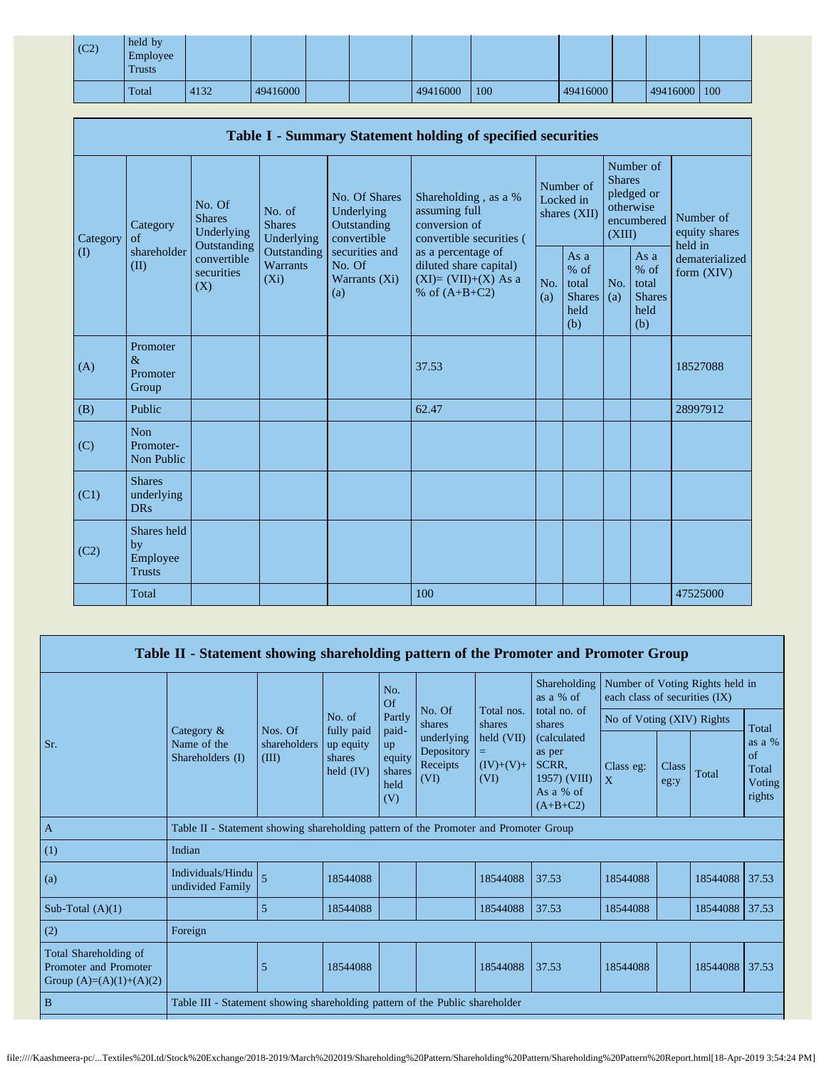| | | | | | | | | | | | |
|---|---|---|---|---|---|---|---|---|---|---|---|
| (C2) | held by Employee Trusts | | | | | | | | | | |
| | Total | 4132 | 49416000 | | | 49416000 | 100 | 49416000 | | 49416000 | 100 |

## Table I - Summary Statement holding of specified securities

| Category (I) | Category of shareholder (II) | No. Of Shares Underlying Outstanding convertible securities (X) | No. of Shares Underlying Outstanding Warrants (Xi) | No. Of Shares Underlying Outstanding convertible securities and No. Of Warrants (Xi) (a) | Shareholding , as a % assuming full conversion of convertible securities ( as a percentage of diluted share capital) (XI)= (VII)+(X) As a % of (A+B+C2) | Number of Locked in shares (XII) | | Number of Shares pledged or otherwise encumbered (XIII) | | Number of equity shares held in dematerialized form (XIV) |
|---|---|---|---|---|---|---|---|---|---|---|
| | | | | | | No. (a) | As a % of total Shares held (b) | No. (a) | As a % of total Shares held (b) | |
| (A) | Promoter & Promoter Group | | | | 37.53 | | | | | 18527088 |
| (B) | Public | | | | 62.47 | | | | | 28997912 |
| (C) | Non Promoter- Non Public | | | | | | | | | |
| (C1) | Shares underlying DRs | | | | | | | | | |
| (C2) | Shares held by Employee Trusts | | | | | | | | | |
| | Total | | | | 100 | | | | | 47525000 |

## Table II - Statement showing shareholding pattern of the Promoter and Promoter Group

| Sr. | Category & Name of the Shareholders (I) | Nos. Of shareholders (III) | No. of fully paid up equity shares held (IV) | No. Of Partly paid-up equity shares held (V) | No. Of shares underlying Depository Receipts (VI) | Total nos. shares held (VII) = (IV)+(V)+ (VI) | Shareholding as a % of total no. of shares (calculated as per SCRR, 1957) (VIII) As a % of (A+B+C2) | Number of Voting Rights held in each class of securities (IX) | | | |
|---|---|---|---|---|---|---|---|---|---|---|---|
| | | | | | | | | No of Voting (XIV) Rights | | | Total as a % of Total Voting rights |
| | | | | | | | | Class eg: X | Class eg:y | Total | |
| A | Table II - Statement showing shareholding pattern of the Promoter and Promoter Group | | | | | | | | | | |
| (1) | Indian | | | | | | | | | | |
| (a) | Individuals/Hindu undivided Family | 5 | 18544088 | | | 18544088 | 37.53 | 18544088 | | 18544088 | 37.53 |
| Sub-Total (A)(1) | | 5 | 18544088 | | | 18544088 | 37.53 | 18544088 | | 18544088 | 37.53 |
| (2) | Foreign | | | | | | | | | | |
| Total Shareholding of Promoter and Promoter Group (A)=(A)(1)+(A)(2) | | 5 | 18544088 | | | 18544088 | 37.53 | 18544088 | | 18544088 | 37.53 |
| B | Table III - Statement showing shareholding pattern of the Public shareholder | | | | | | | | | | |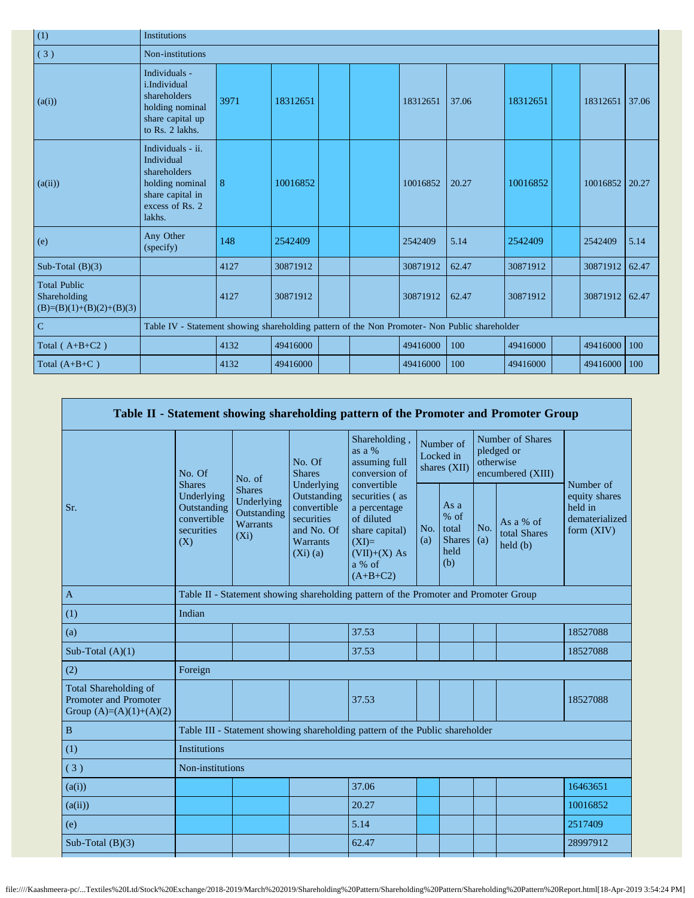| | | | | | | | | | | | |
|---|---|---|---|---|---|---|---|---|---|---|---|
| (1) | Institutions | | | | | | | | | | |
| ( 3 ) | Non-institutions | | | | | | | | | | |
| (a(i)) | Individuals - i.Individual shareholders holding nominal share capital up to Rs. 2 lakhs. | 3971 | 18312651 | | | 18312651 | 37.06 | 18312651 | | 18312651 | 37.06 |
| (a(ii)) | Individuals - ii. Individual shareholders holding nominal share capital in excess of Rs. 2 lakhs. | 8 | 10016852 | | | 10016852 | 20.27 | 10016852 | | 10016852 | 20.27 |
| (e) | Any Other (specify) | 148 | 2542409 | | | 2542409 | 5.14 | 2542409 | | 2542409 | 5.14 |
| Sub-Total (B)(3) | | 4127 | 30871912 | | | 30871912 | 62.47 | 30871912 | | 30871912 | 62.47 |
| Total Public Shareholding (B)=(B)(1)+(B)(2)+(B)(3) | | 4127 | 30871912 | | | 30871912 | 62.47 | 30871912 | | 30871912 | 62.47 |
| C | Table IV - Statement showing shareholding pattern of the Non Promoter- Non Public shareholder | | | | | | | | | | |
| Total ( A+B+C2 ) | | 4132 | 49416000 | | | 49416000 | 100 | 49416000 | | 49416000 | 100 |
| Total (A+B+C ) | | 4132 | 49416000 | | | 49416000 | 100 | 49416000 | | 49416000 | 100 |

## Table II - Statement showing shareholding pattern of the Promoter and Promoter Group

| Sr. | No. Of Shares Underlying Outstanding convertible securities (X) | No. of Shares Underlying Outstanding Warrants (Xi) | No. Of Shares Underlying Outstanding convertible securities and No. Of Warrants (Xi) (a) | Shareholding , as a % assuming full conversion of convertible securities ( as a percentage of diluted share capital) (XI)= (VII)+(X) As a % of (A+B+C2) | Number of Locked in shares (XII) | | Number of Shares pledged or otherwise encumbered (XIII) | | Number of equity shares held in dematerialized form (XIV) |
|---|---|---|---|---|---|---|---|---|---|
| | | | | | No. (a) | As a % of total Shares held (b) | No. (a) | As a % of total Shares held (b) | |
| A | Table II - Statement showing shareholding pattern of the Promoter and Promoter Group | | | | | | | | |
| (1) | Indian | | | | | | | | |
| (a) | | | | 37.53 | | | | | 18527088 |
| Sub-Total (A)(1) | | | | 37.53 | | | | | 18527088 |
| (2) | Foreign | | | | | | | | |
| Total Shareholding of Promoter and Promoter Group (A)=(A)(1)+(A)(2) | | | | 37.53 | | | | | 18527088 |
| B | Table III - Statement showing shareholding pattern of the Public shareholder | | | | | | | | |
| (1) | Institutions | | | | | | | | |
| ( 3 ) | Non-institutions | | | | | | | | |
| (a(i)) | | | | 37.06 | | | | | 16463651 |
| (a(ii)) | | | | 20.27 | | | | | 10016852 |
| (e) | | | | 5.14 | | | | | 2517409 |
| Sub-Total (B)(3) | | | | 62.47 | | | | | 28997912 |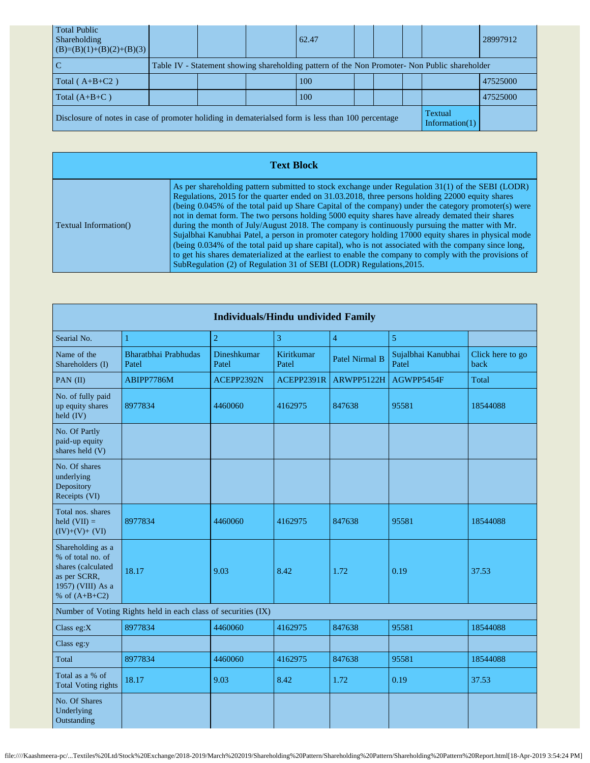| Total Public Shareholding (B)=(B)(1)+(B)(2)+(B)(3) | | | | 62.47 | | | | | 28997912 |
|---|---|---|---|---|---|---|---|---|---|
| C | Table IV - Statement showing shareholding pattern of the Non Promoter- Non Public shareholder | | | | | | | | |
| Total ( A+B+C2 ) | | | | 100 | | | | | 47525000 |
| Total (A+B+C ) | | | | 100 | | | | | 47525000 |
| Disclosure of notes in case of promoter holiding in dematerialsed form is less than 100 percentage | | | | | | | | Textual Information(1) | |

| Text Block | |
|---|---|
| Textual Information() | As per shareholding pattern submitted to stock exchange under Regulation 31(1) of the SEBI (LODR) Regulations, 2015 for the quarter ended on 31.03.2018, three persons holding 22000 equity shares (being 0.045% of the total paid up Share Capital of the company) under the category promoter(s) were not in demat form. The two persons holding 5000 equity shares have already demated their shares during the month of July/August 2018. The company is continuously pursuing the matter with Mr. Sujalbhai Kanubhai Patel, a person in promoter category holding 17000 equity shares in physical mode (being 0.034% of the total paid up share capital), who is not associated with the company since long, to get his shares dematerialized at the earliest to enable the company to comply with the provisions of SubRegulation (2) of Regulation 31 of SEBI (LODR) Regulations,2015. |

| Individuals/Hindu undivided Family | | | | | | |
|---|---|---|---|---|---|---|
| Searial No. | 1 | 2 | 3 | 4 | 5 | |
| Name of the Shareholders (I) | Bharatbhai Prabhudas Patel | Dineshkumar Patel | Kiritkumar Patel | Patel Nirmal B | Sujalbhai Kanubhai Patel | Click here to go back |
| PAN (II) | ABIPP7786M | ACEPP2392N | ACEPP2391R | ARWPP5122H | AGWPP5454F | Total |
| No. of fully paid up equity shares held (IV) | 8977834 | 4460060 | 4162975 | 847638 | 95581 | 18544088 |
| No. Of Partly paid-up equity shares held (V) | | | | | | |
| No. Of shares underlying Depository Receipts (VI) | | | | | | |
| Total nos. shares held (VII) = (IV)+(V)+ (VI) | 8977834 | 4460060 | 4162975 | 847638 | 95581 | 18544088 |
| Shareholding as a % of total no. of shares (calculated as per SCRR, 1957) (VIII) As a % of (A+B+C2) | 18.17 | 9.03 | 8.42 | 1.72 | 0.19 | 37.53 |
| Number of Voting Rights held in each class of securities (IX) | | | | | | |
| Class eg:X | 8977834 | 4460060 | 4162975 | 847638 | 95581 | 18544088 |
| Class eg:y | | | | | | |
| Total | 8977834 | 4460060 | 4162975 | 847638 | 95581 | 18544088 |
| Total as a % of Total Voting rights | 18.17 | 9.03 | 8.42 | 1.72 | 0.19 | 37.53 |
| No. Of Shares Underlying Outstanding | | | | | | |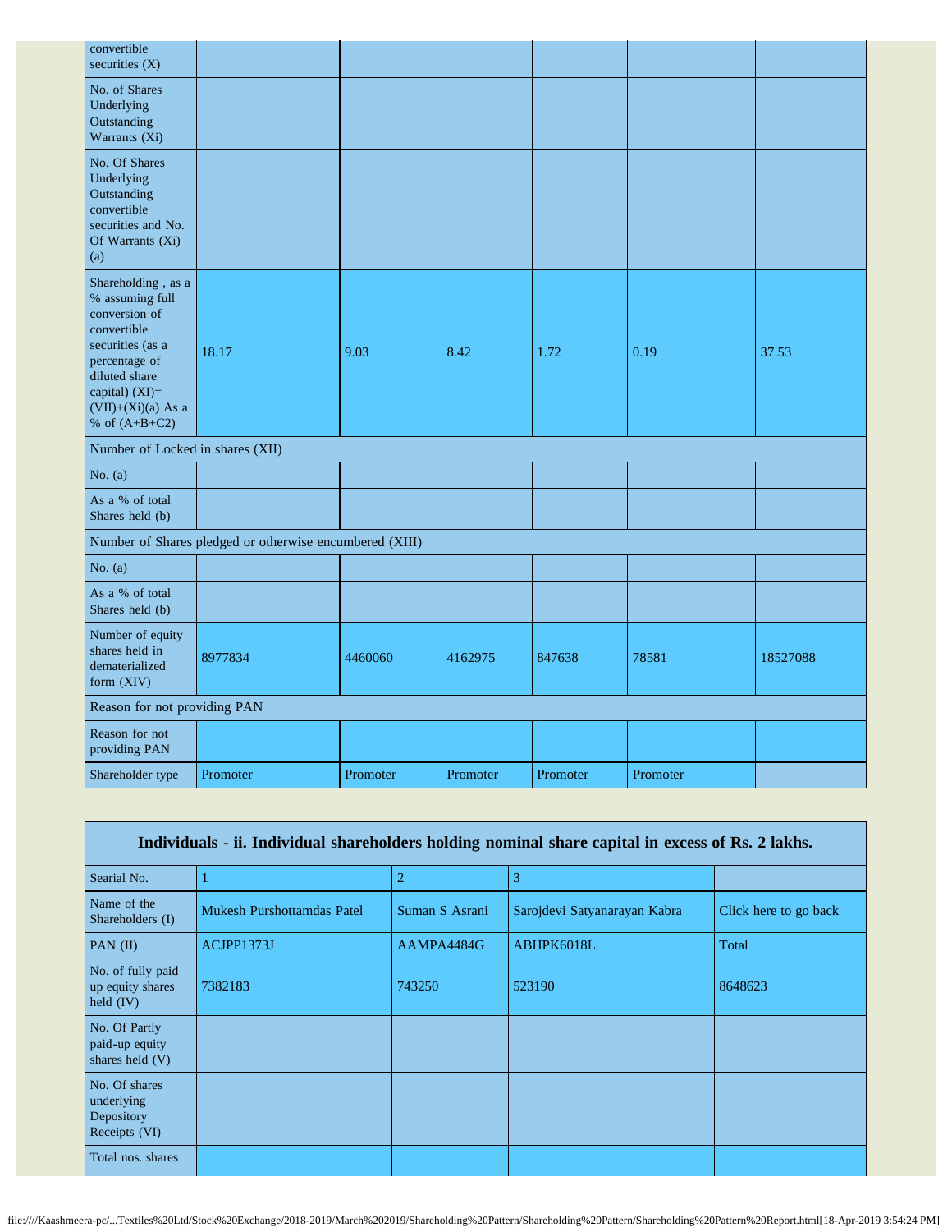| | | | | | | |
|---|---|---|---|---|---|---|
| convertible securities (X) | | | | | | |
| No. of Shares Underlying Outstanding Warrants (Xi) | | | | | | |
| No. Of Shares Underlying Outstanding convertible securities and No. Of Warrants (Xi) (a) | | | | | | |
| Shareholding , as a % assuming full conversion of convertible securities (as a percentage of diluted share capital) (XI)= (VII)+(Xi)(a) As a % of (A+B+C2) | 18.17 | 9.03 | 8.42 | 1.72 | 0.19 | 37.53 |
| Number of Locked in shares (XII) | | | | | | |
| No. (a) | | | | | | |
| As a % of total Shares held (b) | | | | | | |
| Number of Shares pledged or otherwise encumbered (XIII) | | | | | | |
| No. (a) | | | | | | |
| As a % of total Shares held (b) | | | | | | |
| Number of equity shares held in dematerialized form (XIV) | 8977834 | 4460060 | 4162975 | 847638 | 78581 | 18527088 |
| Reason for not providing PAN | | | | | | |
| Reason for not providing PAN | | | | | | |
| Shareholder type | Promoter | Promoter | Promoter | Promoter | Promoter | |

| Individuals - ii. Individual shareholders holding nominal share capital in excess of Rs. 2 lakhs. | | | | |
|---|---|---|---|---|
| Searial No. | 1 | 2 | 3 | |
| Name of the Shareholders (I) | Mukesh Purshottamdas Patel | Suman S Asrani | Sarojdevi Satyanarayan Kabra | Click here to go back |
| PAN (II) | ACJPP1373J | AAMPA4484G | ABHPK6018L | Total |
| No. of fully paid up equity shares held (IV) | 7382183 | 743250 | 523190 | 8648623 |
| No. Of Partly paid-up equity shares held (V) | | | | |
| No. Of shares underlying Depository Receipts (VI) | | | | |
| Total nos. shares | | | | |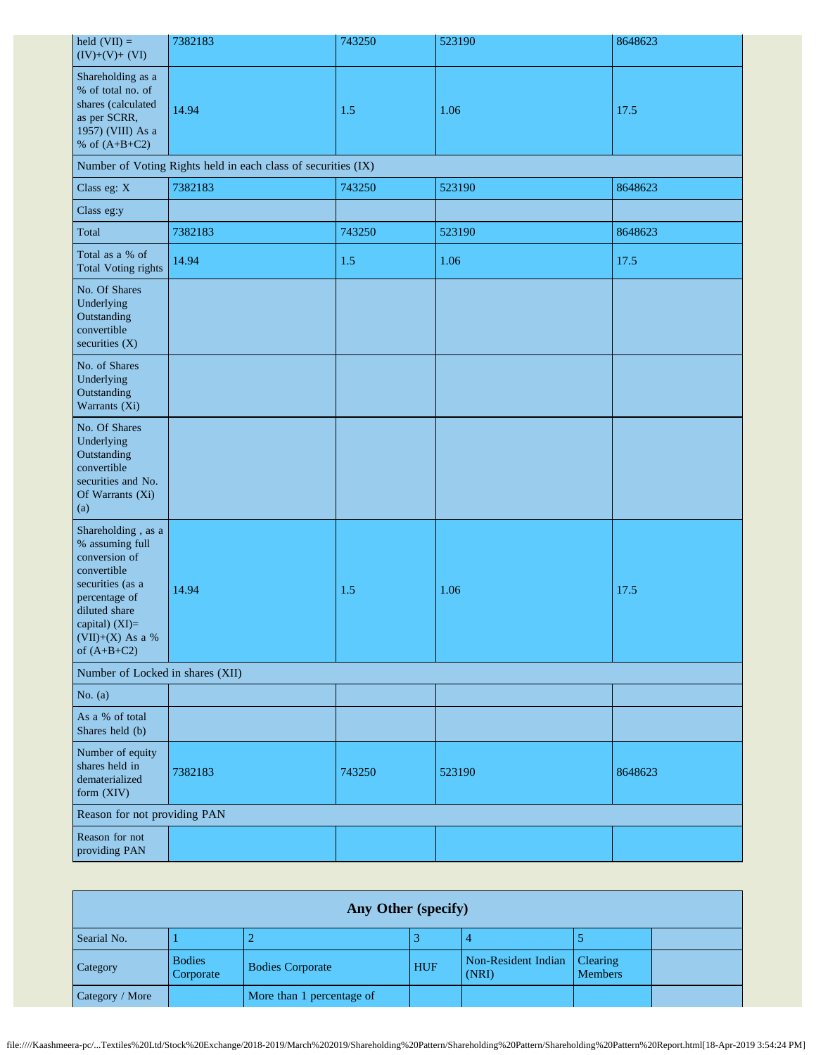| held (VII) = (IV)+(V)+ (VI) | 7382183 | 743250 | 523190 | 8648623 |
|---|---|---|---|---|
| Shareholding as a % of total no. of shares (calculated as per SCRR, 1957) (VIII) As a % of (A+B+C2) | 14.94 | 1.5 | 1.06 | 17.5 |
| Number of Voting Rights held in each class of securities (IX) | | | | |
| Class eg: X | 7382183 | 743250 | 523190 | 8648623 |
| Class eg:y | | | | |
| Total | 7382183 | 743250 | 523190 | 8648623 |
| Total as a % of Total Voting rights | 14.94 | 1.5 | 1.06 | 17.5 |
| No. Of Shares Underlying Outstanding convertible securities (X) | | | | |
| No. of Shares Underlying Outstanding Warrants (Xi) | | | | |
| No. Of Shares Underlying Outstanding convertible securities and No. Of Warrants (Xi) (a) | | | | |
| Shareholding , as a % assuming full conversion of convertible securities (as a percentage of diluted share capital) (XI)= (VII)+(X) As a % of (A+B+C2) | 14.94 | 1.5 | 1.06 | 17.5 |
| Number of Locked in shares (XII) | | | | |
| No. (a) | | | | |
| As a % of total Shares held (b) | | | | |
| Number of equity shares held in dematerialized form (XIV) | 7382183 | 743250 | 523190 | 8648623 |
| Reason for not providing PAN | | | | |
| Reason for not providing PAN | | | | |

| Any Other (specify) | | | | | | |
|---|---|---|---|---|---|---|
| Searial No. | 1 | 2 | 3 | 4 | 5 | |
| Category | Bodies Corporate | Bodies Corporate | HUF | Non-Resident Indian (NRI) | Clearing Members | |
| Category / More | | More than 1 percentage of | | | | |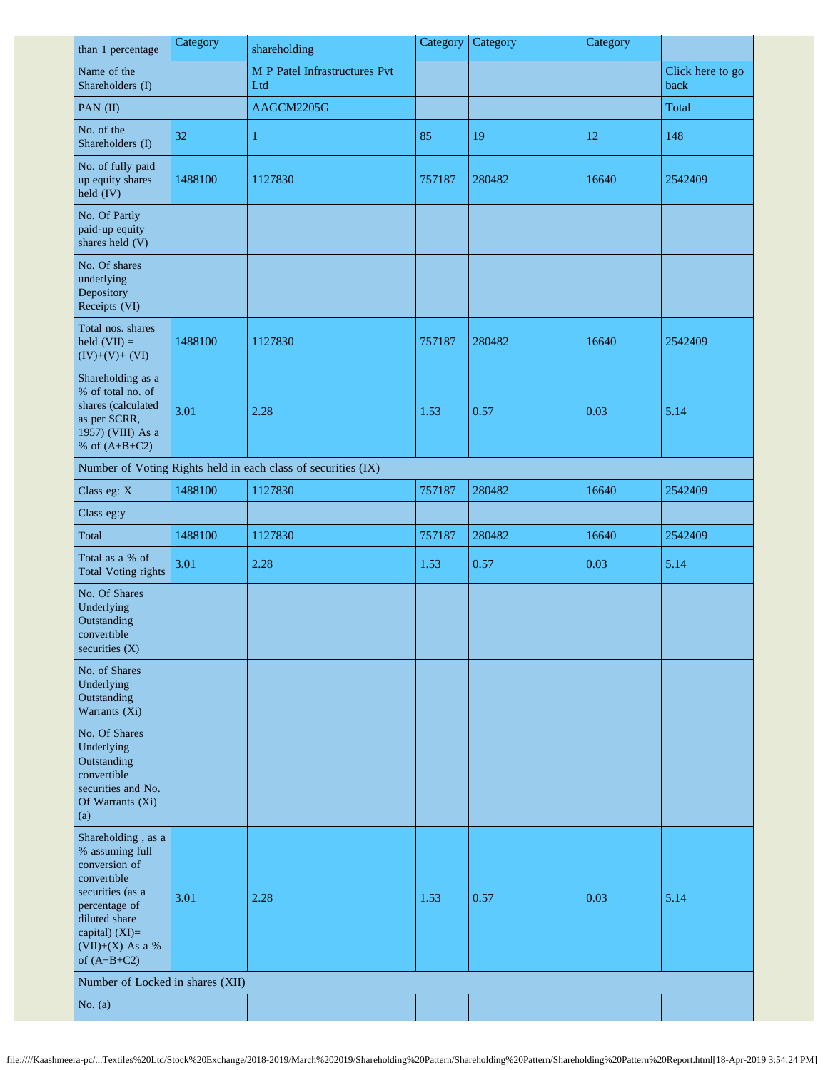| than 1 percentage | Category | shareholding | Category | Category | Category | |
|---|---|---|---|---|---|---|
| Name of the Shareholders (I) | | M P Patel Infrastructures Pvt Ltd | | | | Click here to go back |
| PAN (II) | | AAGCM2205G | | | | Total |
| No. of the Shareholders (I) | 32 | 1 | 85 | 19 | 12 | 148 |
| No. of fully paid up equity shares held (IV) | 1488100 | 1127830 | 757187 | 280482 | 16640 | 2542409 |
| No. Of Partly paid-up equity shares held (V) | | | | | | |
| No. Of shares underlying Depository Receipts (VI) | | | | | | |
| Total nos. shares held (VII) = (IV)+(V)+ (VI) | 1488100 | 1127830 | 757187 | 280482 | 16640 | 2542409 |
| Shareholding as a % of total no. of shares (calculated as per SCRR, 1957) (VIII) As a % of (A+B+C2) | 3.01 | 2.28 | 1.53 | 0.57 | 0.03 | 5.14 |
| Number of Voting Rights held in each class of securities (IX) | | | | | | |
| Class eg: X | 1488100 | 1127830 | 757187 | 280482 | 16640 | 2542409 |
| Class eg:y | | | | | | |
| Total | 1488100 | 1127830 | 757187 | 280482 | 16640 | 2542409 |
| Total as a % of Total Voting rights | 3.01 | 2.28 | 1.53 | 0.57 | 0.03 | 5.14 |
| No. Of Shares Underlying Outstanding convertible securities (X) | | | | | | |
| No. of Shares Underlying Outstanding Warrants (Xi) | | | | | | |
| No. Of Shares Underlying Outstanding convertible securities and No. Of Warrants (Xi) (a) | | | | | | |
| Shareholding , as a % assuming full conversion of convertible securities (as a percentage of diluted share capital) (XI)= (VII)+(X) As a % of (A+B+C2) | 3.01 | 2.28 | 1.53 | 0.57 | 0.03 | 5.14 |
| Number of Locked in shares (XII) | | | | | | |
| No. (a) | | | | | | |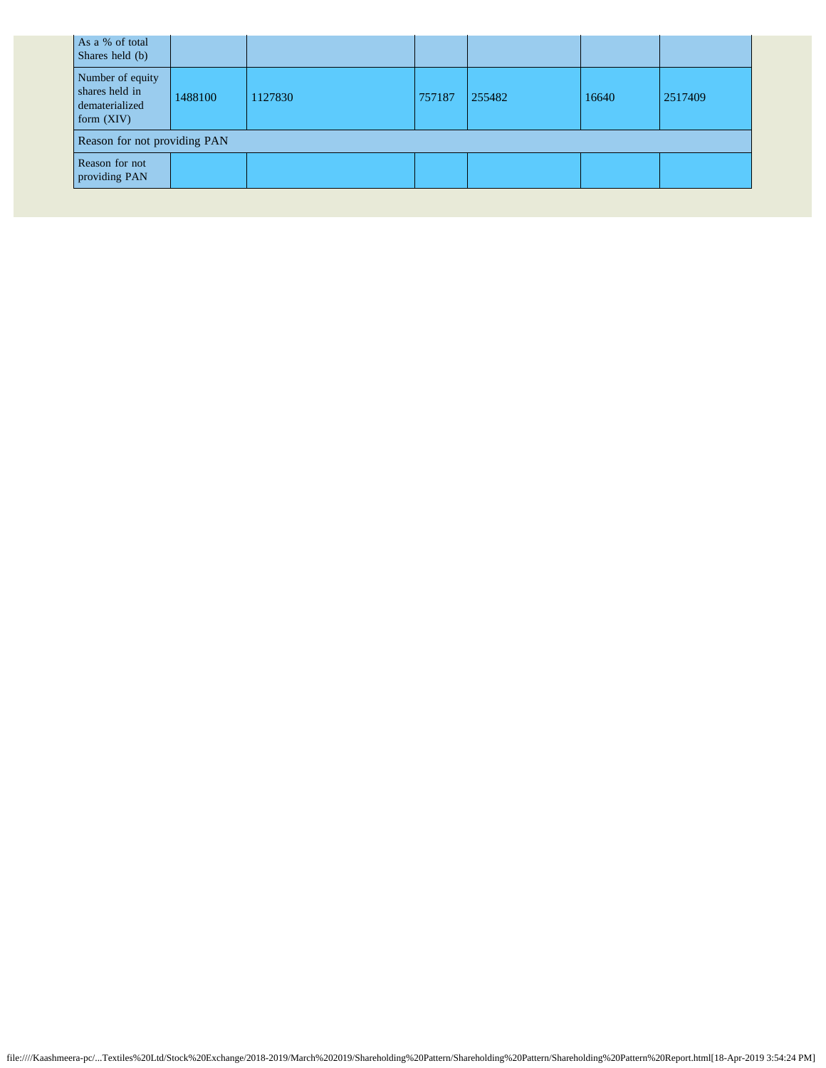| | | | | | | |
|---|---|---|---|---|---|---|
| As a % of total Shares held (b) | | | | | | |
| Number of equity shares held in dematerialized form (XIV) | 1488100 | 1127830 | 757187 | 255482 | 16640 | 2517409 |
| Reason for not providing PAN | | | | | | |
| Reason for not providing PAN | | | | | | |